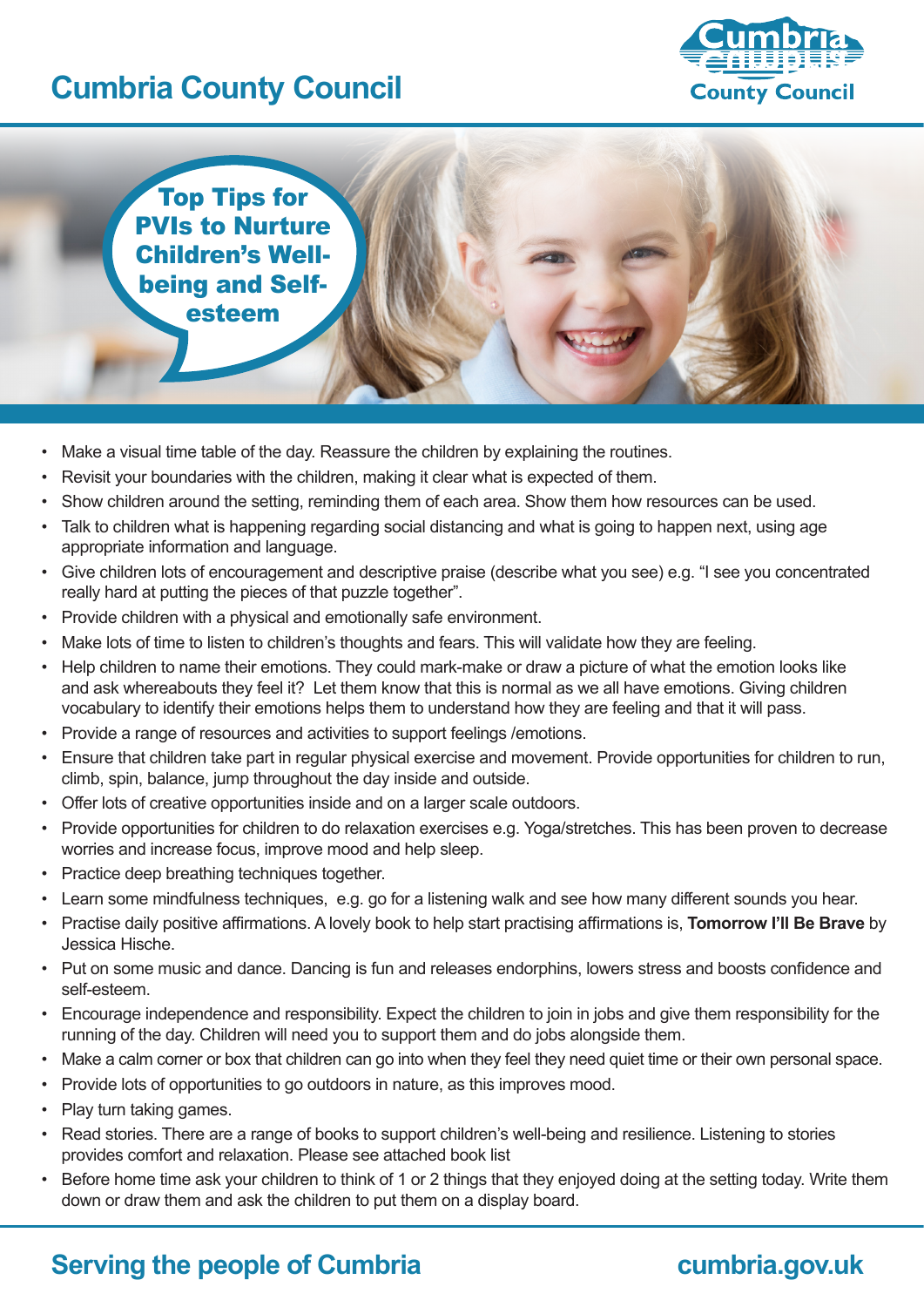# Cumbria County Council

## Top Tips for PVIs to Nurture Children's Well-being and Self-esteem

- Make a visual time table of the day. Reassure the children by explaining the routines.
- Revisit your boundaries with the children, making it clear what is expected of them.
- Show children around the setting, reminding them of each area. Show them how resources can be used.
- Talk to children what is happening regarding social distancing and what is going to happen next, using age appropriate information and language.
- Give children lots of encouragement and descriptive praise (describe what you see) e.g. "I see you concentrated really hard at putting the pieces of that puzzle together".
- Provide children with a physical and emotionally safe environment.
- Make lots of time to listen to children's thoughts and fears. This will validate how they are feeling.
- Help children to name their emotions. They could mark-make or draw a picture of what the emotion looks like and ask whereabouts they feel it? Let them know that this is normal as we all have emotions. Giving children vocabulary to identify their emotions helps them to understand how they are feeling and that it will pass.
- Provide a range of resources and activities to support feelings /emotions.
- Ensure that children take part in regular physical exercise and movement. Provide opportunities for children to run, climb, spin, balance, jump throughout the day inside and outside.
- Offer lots of creative opportunities inside and on a larger scale outdoors.
- Provide opportunities for children to do relaxation exercises e.g. Yoga/stretches. This has been proven to decrease worries and increase focus, improve mood and help sleep.
- Practice deep breathing techniques together.
- Learn some mindfulness techniques, e.g. go for a listening walk and see how many different sounds you hear.
- Practise daily positive affirmations. A lovely book to help start practising affirmations is, **Tomorrow I'll Be Brave** by Jessica Hische.
- Put on some music and dance. Dancing is fun and releases endorphins, lowers stress and boosts confidence and self-esteem.
- Encourage independence and responsibility. Expect the children to join in jobs and give them responsibility for the running of the day. Children will need you to support them and do jobs alongside them.
- Make a calm corner or box that children can go into when they feel they need quiet time or their own personal space.
- Provide lots of opportunities to go outdoors in nature, as this improves mood.
- Play turn taking games.
- Read stories. There are a range of books to support children's well-being and resilience. Listening to stories provides comfort and relaxation. Please see attached book list
- Before home time ask your children to think of 1 or 2 things that they enjoyed doing at the setting today. Write them down or draw them and ask the children to put them on a display board.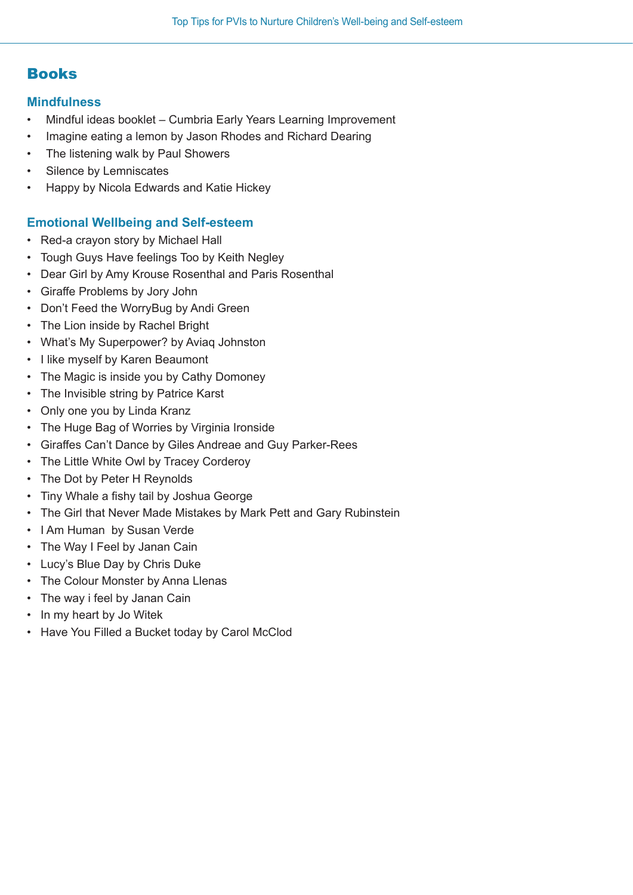# Books

## Mindfulness

- Mindful ideas booklet – Cumbria Early Years Learning Improvement
- Imagine eating a lemon by Jason Rhodes and Richard Dearing
- The listening walk by Paul Showers
- Silence by Lemniscates
- Happy by Nicola Edwards and Katie Hickey

## Emotional Wellbeing and Self-esteem

- Red-a crayon story by Michael Hall
- Tough Guys Have feelings Too by Keith Negley
- Dear Girl by Amy Krouse Rosenthal and Paris Rosenthal
- Giraffe Problems by Jory John
- Don't Feed the WorryBug by Andi Green
- The Lion inside by Rachel Bright
- What's My Superpower? by Aviaq Johnston
- I like myself by Karen Beaumont
- The Magic is inside you by Cathy Domoney
- The Invisible string by Patrice Karst
- Only one you by Linda Kranz
- The Huge Bag of Worries by Virginia Ironside
- Giraffes Can't Dance by Giles Andreae and Guy Parker-Rees
- The Little White Owl by Tracey Corderoy
- The Dot by Peter H Reynolds
- Tiny Whale a fishy tail by Joshua George
- The Girl that Never Made Mistakes by Mark Pett and Gary Rubinstein
- I Am Human by Susan Verde
- The Way I Feel by Janan Cain
- Lucy's Blue Day by Chris Duke
- The Colour Monster by Anna Llenas
- The way i feel by Janan Cain
- In my heart by Jo Witek
- Have You Filled a Bucket today by Carol McClod